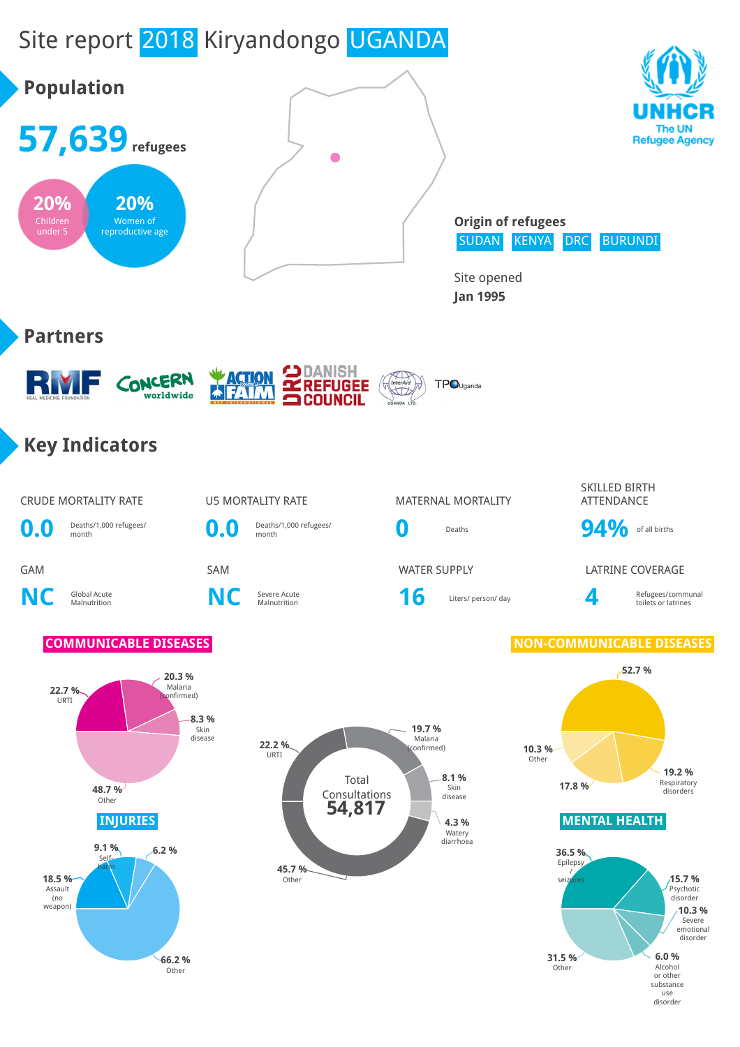# Site report 2018 Kiryandongo UGANDA

UNHCR
The UN Refugee Agency

## Population

**57,639** refugees

**20%** Children under 5

**20%** Women of reproductive age

**Origin of refugees**
SUDAN KENYA DRC BURUNDI

Site opened
**Jan 1995**

## Partners

RMF (Real Medicine Foundation), Concern Worldwide, Action Contre la Faim, Danish Refugee Council, InterAid Uganda Ltd., TPO Uganda

## Key Indicators

| Indicator | Value | Unit |
|---|---|---|
| CRUDE MORTALITY RATE | 0.0 | Deaths/1,000 refugees/ month |
| U5 MORTALITY RATE | 0.0 | Deaths/1,000 refugees/ month |
| MATERNAL MORTALITY | 0 | Deaths |
| SKILLED BIRTH ATTENDANCE | 94% | of all births |
| GAM | NC | Global Acute Malnutrition |
| SAM | NC | Severe Acute Malnutrition |
| WATER SUPPLY | 16 | Liters/ person/ day |
| LATRINE COVERAGE | 4 | Refugees/communal toilets or latrines |

### COMMUNICABLE DISEASES

| Disease | % |
|---|---|
| Malaria (confirmed) | 20.3 % |
| Skin disease | 8.3 % |
| Other | 48.7 % |
| URTI | 22.7 % |

### Total Consultations 54,817

| Category | % |
|---|---|
| Malaria (confirmed) | 19.7 % |
| Skin disease | 8.1 % |
| Watery diarrhoea | 4.3 % |
| Other | 45.7 % |
| URTI | 22.2 % |

### NON-COMMUNICABLE DISEASES

| Disease | % |
|---|---|
| (unlabelled) | 52.7 % |
| Respiratory disorders | 19.2 % |
| (unlabelled) | 17.8 % |
| Other | 10.3 % |

### INJURIES

| Injury | % |
|---|---|
| Self-harm | 9.1 % |
| (unlabelled) | 6.2 % |
| Other | 66.2 % |
| Assault (no weapon) | 18.5 % |

### MENTAL HEALTH

| Condition | % |
|---|---|
| Epilepsy / seizures | 36.5 % |
| Psychotic disorder | 15.7 % |
| Severe emotional disorder | 10.3 % |
| Alcohol or other substance use disorder | 6.0 % |
| Other | 31.5 % |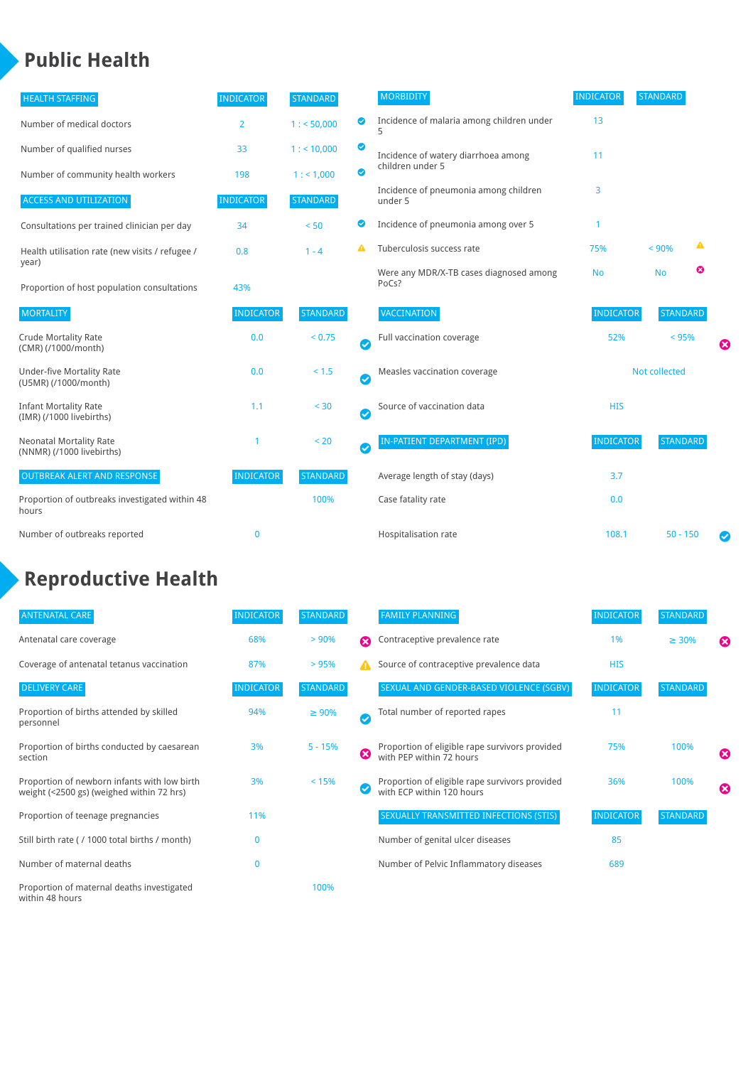# Public Health

| HEALTH STAFFING | INDICATOR | STANDARD | |
|---|---|---|---|
| Number of medical doctors | 2 | 1 : < 50,000 | ✔ |
| Number of qualified nurses | 33 | 1 : < 10,000 | ✔ |
| Number of community health workers | 198 | 1 : < 1,000 | ✔ |

| ACCESS AND UTILIZATION | INDICATOR | STANDARD | |
|---|---|---|---|
| Consultations per trained clinician per day | 34 | < 50 | ✔ |
| Health utilisation rate (new visits / refugee / year) | 0.8 | 1 - 4 | ⚠ |
| Proportion of host population consultations | 43% | | |

| MORTALITY | INDICATOR | STANDARD | |
|---|---|---|---|
| Crude Mortality Rate (CMR) (/1000/month) | 0.0 | < 0.75 | ✔ |
| Under-five Mortality Rate (U5MR) (/1000/month) | 0.0 | < 1.5 | ✔ |
| Infant Mortality Rate (IMR) (/1000 livebirths) | 1.1 | < 30 | ✔ |
| Neonatal Mortality Rate (NNMR) (/1000 livebirths) | 1 | < 20 | ✔ |

| OUTBREAK ALERT AND RESPONSE | INDICATOR | STANDARD |
|---|---|---|
| Proportion of outbreaks investigated within 48 hours | | 100% |
| Number of outbreaks reported | 0 | |

| MORBIDITY | INDICATOR | STANDARD | |
|---|---|---|---|
| Incidence of malaria among children under 5 | 13 | | |
| Incidence of watery diarrhoea among children under 5 | 11 | | |
| Incidence of pneumonia among children under 5 | 3 | | |
| Incidence of pneumonia among over 5 | 1 | | |
| Tuberculosis success rate | 75% | < 90% | ⚠ |
| Were any MDR/X-TB cases diagnosed among PoCs? | No | No | ✖ |

| VACCINATION | INDICATOR | STANDARD | |
|---|---|---|---|
| Full vaccination coverage | 52% | < 95% | ✖ |
| Measles vaccination coverage | | Not collected | |
| Source of vaccination data | HIS | | |

| IN-PATIENT DEPARTMENT (IPD) | INDICATOR | STANDARD | |
|---|---|---|---|
| Average length of stay (days) | 3.7 | | |
| Case fatality rate | 0.0 | | |
| Hospitalisation rate | 108.1 | 50 - 150 | ✔ |

# Reproductive Health

| ANTENATAL CARE | INDICATOR | STANDARD | |
|---|---|---|---|
| Antenatal care coverage | 68% | > 90% | ✖ |
| Coverage of antenatal tetanus vaccination | 87% | > 95% | ⚠ |

| DELIVERY CARE | INDICATOR | STANDARD | |
|---|---|---|---|
| Proportion of births attended by skilled personnel | 94% | ≥ 90% | ✔ |
| Proportion of births conducted by caesarean section | 3% | 5 - 15% | ✖ |
| Proportion of newborn infants with low birth weight (<2500 gs) (weighed within 72 hrs) | 3% | < 15% | ✔ |
| Proportion of teenage pregnancies | 11% | | |
| Still birth rate ( / 1000 total births / month) | 0 | | |
| Number of maternal deaths | 0 | | |
| Proportion of maternal deaths investigated within 48 hours | | 100% | |

| FAMILY PLANNING | INDICATOR | STANDARD | |
|---|---|---|---|
| Contraceptive prevalence rate | 1% | ≥ 30% | ✖ |
| Source of contraceptive prevalence data | HIS | | |

| SEXUAL AND GENDER-BASED VIOLENCE (SGBV) | INDICATOR | STANDARD | |
|---|---|---|---|
| Total number of reported rapes | 11 | | |
| Proportion of eligible rape survivors provided with PEP within 72 hours | 75% | 100% | ✖ |
| Proportion of eligible rape survivors provided with ECP within 120 hours | 36% | 100% | ✖ |

| SEXUALLY TRANSMITTED INFECTIONS (STIS) | INDICATOR | STANDARD |
|---|---|---|
| Number of genital ulcer diseases | 85 | |
| Number of Pelvic Inflammatory diseases | 689 | |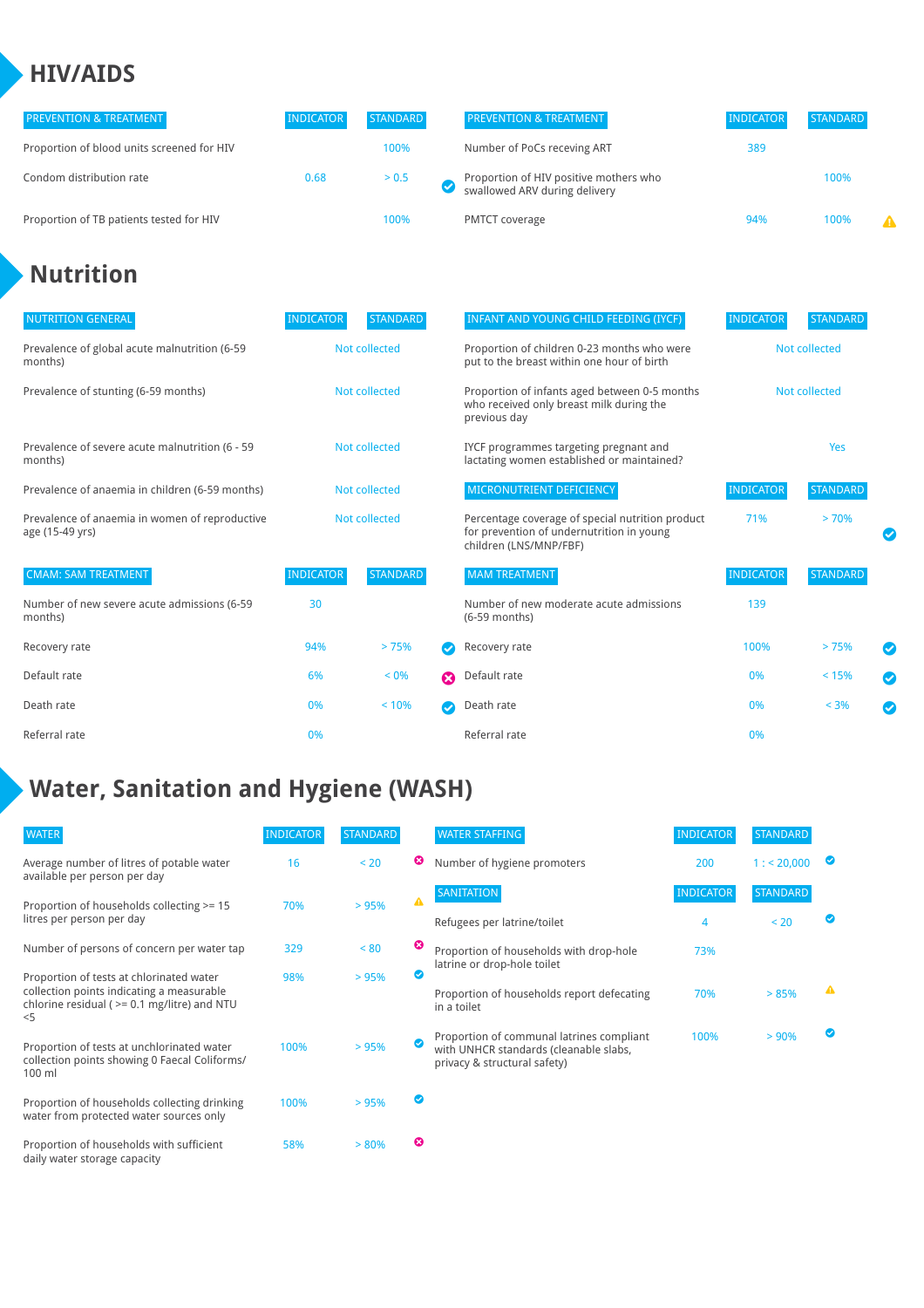# HIV/AIDS

| PREVENTION & TREATMENT | INDICATOR | STANDARD | |
|---|---|---|---|
| Proportion of blood units screened for HIV | | 100% | |
| Condom distribution rate | 0.68 | > 0.5 | ✔ |
| Proportion of TB patients tested for HIV | | 100% | |

| PREVENTION & TREATMENT | INDICATOR | STANDARD | |
|---|---|---|---|
| Number of PoCs receving ART | 389 | | |
| Proportion of HIV positive mothers who swallowed ARV during delivery | | 100% | |
| PMTCT coverage | 94% | 100% | ⚠ |

# Nutrition

| NUTRITION GENERAL | INDICATOR | STANDARD |
|---|---|---|
| Prevalence of global acute malnutrition (6-59 months) | Not collected | |
| Prevalence of stunting (6-59 months) | Not collected | |
| Prevalence of severe acute malnutrition (6 - 59 months) | Not collected | |
| Prevalence of anaemia in children (6-59 months) | Not collected | |
| Prevalence of anaemia in women of reproductive age (15-49 yrs) | Not collected | |

| INFANT AND YOUNG CHILD FEEDING (IYCF) | INDICATOR | STANDARD |
|---|---|---|
| Proportion of children 0-23 months who were put to the breast within one hour of birth | Not collected | |
| Proportion of infants aged between 0-5 months who received only breast milk during the previous day | Not collected | |
| IYCF programmes targeting pregnant and lactating women established or maintained? | | Yes |

| MICRONUTRIENT DEFICIENCY | INDICATOR | STANDARD | |
|---|---|---|---|
| Percentage coverage of special nutrition product for prevention of undernutrition in young children (LNS/MNP/FBF) | 71% | > 70% | ✔ |

| CMAM: SAM TREATMENT | INDICATOR | STANDARD | |
|---|---|---|---|
| Number of new severe acute admissions (6-59 months) | 30 | | |
| Recovery rate | 94% | > 75% | ✔ |
| Default rate | 6% | < 0% | ✖ |
| Death rate | 0% | < 10% | ✔ |
| Referral rate | 0% | | |

| MAM TREATMENT | INDICATOR | STANDARD | |
|---|---|---|---|
| Number of new moderate acute admissions (6-59 months) | 139 | | |
| Recovery rate | 100% | > 75% | ✔ |
| Default rate | 0% | < 15% | ✔ |
| Death rate | 0% | < 3% | ✔ |
| Referral rate | 0% | | |

# Water, Sanitation and Hygiene (WASH)

| WATER | INDICATOR | STANDARD | |
|---|---|---|---|
| Average number of litres of potable water available per person per day | 16 | < 20 | ✖ |
| Proportion of households collecting >= 15 litres per person per day | 70% | > 95% | ⚠ |
| Number of persons of concern per water tap | 329 | < 80 | ✖ |
| Proportion of tests at chlorinated water collection points indicating a measurable chlorine residual ( >= 0.1 mg/litre) and NTU <5 | 98% | > 95% | ✔ |
| Proportion of tests at unchlorinated water collection points showing 0 Faecal Coliforms/ 100 ml | 100% | > 95% | ✔ |
| Proportion of households collecting drinking water from protected water sources only | 100% | > 95% | ✔ |
| Proportion of households with sufficient daily water storage capacity | 58% | > 80% | ✖ |

| WATER STAFFING | INDICATOR | STANDARD | |
|---|---|---|---|
| Number of hygiene promoters | 200 | 1 : < 20,000 | ✔ |

| SANITATION | INDICATOR | STANDARD | |
|---|---|---|---|
| Refugees per latrine/toilet | 4 | < 20 | ✔ |
| Proportion of households with drop-hole latrine or drop-hole toilet | 73% | | |
| Proportion of households report defecating in a toilet | 70% | > 85% | ⚠ |
| Proportion of communal latrines compliant with UNHCR standards (cleanable slabs, privacy & structural safety) | 100% | > 90% | ✔ |